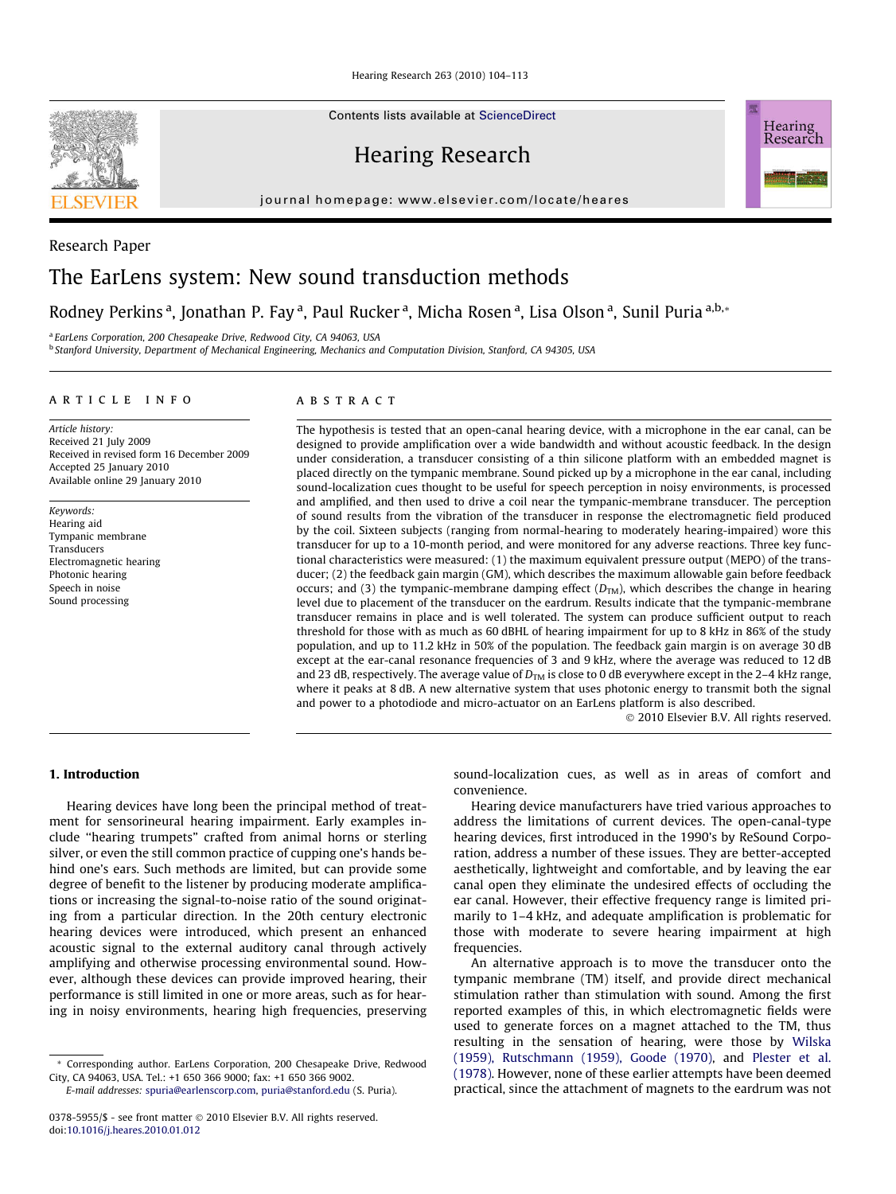Research Paper

# The EarLens system: New sound transduction methods

Rodney Perkins[a], Jonathan P. Fay[a], Paul Rucker[a], Micha Rosen[a], Lisa Olson[a], Sunil Puria[a,b,*]

[a] EarLens Corporation, 200 Chesapeake Drive, Redwood City, CA 94063, USA

[b] Stanford University, Department of Mechanical Engineering, Mechanics and Computation Division, Stanford, CA 94305, USA

## ARTICLE INFO

*Article history:*
Received 21 July 2009
Received in revised form 16 December 2009
Accepted 25 January 2010
Available online 29 January 2010

*Keywords:*
Hearing aid
Tympanic membrane
Transducers
Electromagnetic hearing
Photonic hearing
Speech in noise
Sound processing

## ABSTRACT

The hypothesis is tested that an open-canal hearing device, with a microphone in the ear canal, can be designed to provide amplification over a wide bandwidth and without acoustic feedback. In the design under consideration, a transducer consisting of a thin silicone platform with an embedded magnet is placed directly on the tympanic membrane. Sound picked up by a microphone in the ear canal, including sound-localization cues thought to be useful for speech perception in noisy environments, is processed and amplified, and then used to drive a coil near the tympanic-membrane transducer. The perception of sound results from the vibration of the transducer in response the electromagnetic field produced by the coil. Sixteen subjects (ranging from normal-hearing to moderately hearing-impaired) wore this transducer for up to a 10-month period, and were monitored for any adverse reactions. Three key functional characteristics were measured: (1) the maximum equivalent pressure output (MEPO) of the transducer; (2) the feedback gain margin (GM), which describes the maximum allowable gain before feedback occurs; and (3) the tympanic-membrane damping effect ($D_{TM}$), which describes the change in hearing level due to placement of the transducer on the eardrum. Results indicate that the tympanic-membrane transducer remains in place and is well tolerated. The system can produce sufficient output to reach threshold for those with as much as 60 dBHL of hearing impairment for up to 8 kHz in 86% of the study population, and up to 11.2 kHz in 50% of the population. The feedback gain margin is on average 30 dB except at the ear-canal resonance frequencies of 3 and 9 kHz, where the average was reduced to 12 dB and 23 dB, respectively. The average value of $D_{TM}$ is close to 0 dB everywhere except in the 2–4 kHz range, where it peaks at 8 dB. A new alternative system that uses photonic energy to transmit both the signal and power to a photodiode and micro-actuator on an EarLens platform is also described.

© 2010 Elsevier B.V. All rights reserved.

## 1. Introduction

Hearing devices have long been the principal method of treatment for sensorineural hearing impairment. Early examples include "hearing trumpets" crafted from animal horns or sterling silver, or even the still common practice of cupping one's hands behind one's ears. Such methods are limited, but can provide some degree of benefit to the listener by producing moderate amplifications or increasing the signal-to-noise ratio of the sound originating from a particular direction. In the 20th century electronic hearing devices were introduced, which present an enhanced acoustic signal to the external auditory canal through actively amplifying and otherwise processing environmental sound. However, although these devices can provide improved hearing, their performance is still limited in one or more areas, such as for hearing in noisy environments, hearing high frequencies, preserving sound-localization cues, as well as in areas of comfort and convenience.

Hearing device manufacturers have tried various approaches to address the limitations of current devices. The open-canal-type hearing devices, first introduced in the 1990's by ReSound Corporation, address a number of these issues. They are better-accepted aesthetically, lightweight and comfortable, and by leaving the ear canal open they eliminate the undesired effects of occluding the ear canal. However, their effective frequency range is limited primarily to 1–4 kHz, and adequate amplification is problematic for those with moderate to severe hearing impairment at high frequencies.

An alternative approach is to move the transducer onto the tympanic membrane (TM) itself, and provide direct mechanical stimulation rather than stimulation with sound. Among the first reported examples of this, in which electromagnetic fields were used to generate forces on a magnet attached to the TM, thus resulting in the sensation of hearing, were those by Wilska (1959), Rutschmann (1959), Goode (1970), and Plester et al. (1978). However, none of these earlier attempts have been deemed practical, since the attachment of magnets to the eardrum was not

* Corresponding author. EarLens Corporation, 200 Chesapeake Drive, Redwood City, CA 94063, USA. Tel.: +1 650 366 9000; fax: +1 650 366 9002.
*E-mail addresses:* spuria@earlenscorp.com, puria@stanford.edu (S. Puria).

0378-5955/$ - see front matter © 2010 Elsevier B.V. All rights reserved.
doi:10.1016/j.heares.2010.01.012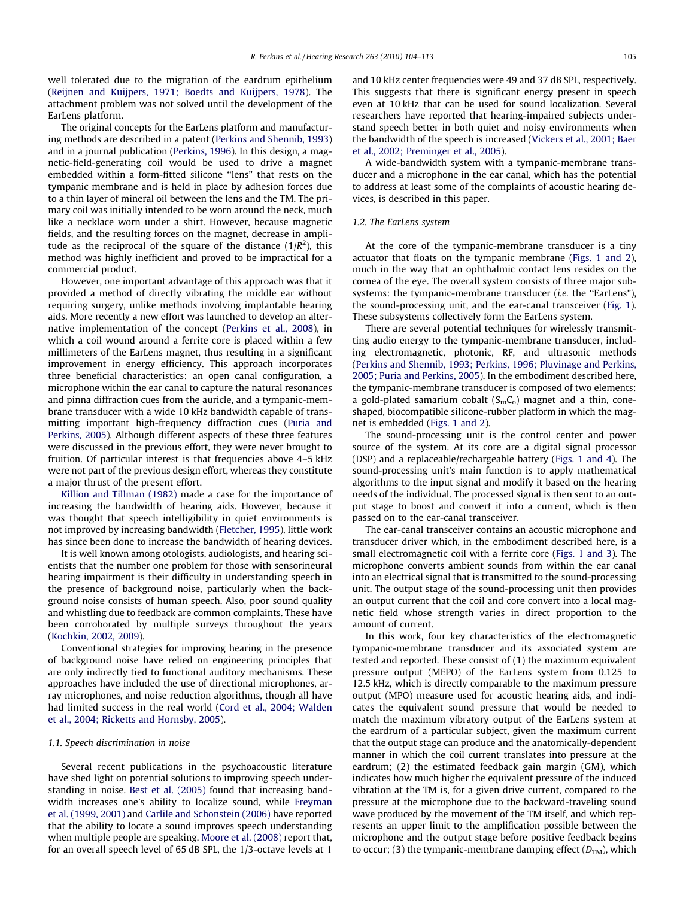well tolerated due to the migration of the eardrum epithelium (Reijnen and Kuijpers, 1971; Boedts and Kuijpers, 1978). The attachment problem was not solved until the development of the EarLens platform.

The original concepts for the EarLens platform and manufacturing methods are described in a patent (Perkins and Shennib, 1993) and in a journal publication (Perkins, 1996). In this design, a magnetic-field-generating coil would be used to drive a magnet embedded within a form-fitted silicone "lens" that rests on the tympanic membrane and is held in place by adhesion forces due to a thin layer of mineral oil between the lens and the TM. The primary coil was initially intended to be worn around the neck, much like a necklace worn under a shirt. However, because magnetic fields, and the resulting forces on the magnet, decrease in amplitude as the reciprocal of the square of the distance ($1/R^2$), this method was highly inefficient and proved to be impractical for a commercial product.

However, one important advantage of this approach was that it provided a method of directly vibrating the middle ear without requiring surgery, unlike methods involving implantable hearing aids. More recently a new effort was launched to develop an alternative implementation of the concept (Perkins et al., 2008), in which a coil wound around a ferrite core is placed within a few millimeters of the EarLens magnet, thus resulting in a significant improvement in energy efficiency. This approach incorporates three beneficial characteristics: an open canal configuration, a microphone within the ear canal to capture the natural resonances and pinna diffraction cues from the auricle, and a tympanic-membrane transducer with a wide 10 kHz bandwidth capable of transmitting important high-frequency diffraction cues (Puria and Perkins, 2005). Although different aspects of these three features were discussed in the previous effort, they were never brought to fruition. Of particular interest is that frequencies above 4–5 kHz were not part of the previous design effort, whereas they constitute a major thrust of the present effort.

Killion and Tillman (1982) made a case for the importance of increasing the bandwidth of hearing aids. However, because it was thought that speech intelligibility in quiet environments is not improved by increasing bandwidth (Fletcher, 1995), little work has since been done to increase the bandwidth of hearing devices.

It is well known among otologists, audiologists, and hearing scientists that the number one problem for those with sensorineural hearing impairment is their difficulty in understanding speech in the presence of background noise, particularly when the background noise consists of human speech. Also, poor sound quality and whistling due to feedback are common complaints. These have been corroborated by multiple surveys throughout the years (Kochkin, 2002, 2009).

Conventional strategies for improving hearing in the presence of background noise have relied on engineering principles that are only indirectly tied to functional auditory mechanisms. These approaches have included the use of directional microphones, array microphones, and noise reduction algorithms, though all have had limited success in the real world (Cord et al., 2004; Walden et al., 2004; Ricketts and Hornsby, 2005).

### 1.1. Speech discrimination in noise

Several recent publications in the psychoacoustic literature have shed light on potential solutions to improving speech understanding in noise. Best et al. (2005) found that increasing bandwidth increases one's ability to localize sound, while Freyman et al. (1999, 2001) and Carlile and Schonstein (2006) have reported that the ability to locate a sound improves speech understanding when multiple people are speaking. Moore et al. (2008) report that, for an overall speech level of 65 dB SPL, the 1/3-octave levels at 1 and 10 kHz center frequencies were 49 and 37 dB SPL, respectively. This suggests that there is significant energy present in speech even at 10 kHz that can be used for sound localization. Several researchers have reported that hearing-impaired subjects understand speech better in both quiet and noisy environments when the bandwidth of the speech is increased (Vickers et al., 2001; Baer et al., 2002; Preminger et al., 2005).

A wide-bandwidth system with a tympanic-membrane transducer and a microphone in the ear canal, which has the potential to address at least some of the complaints of acoustic hearing devices, is described in this paper.

### 1.2. The EarLens system

At the core of the tympanic-membrane transducer is a tiny actuator that floats on the tympanic membrane (Figs. 1 and 2), much in the way that an ophthalmic contact lens resides on the cornea of the eye. The overall system consists of three major subsystems: the tympanic-membrane transducer (*i.e.* the "EarLens"), the sound-processing unit, and the ear-canal transceiver (Fig. 1). These subsystems collectively form the EarLens system.

There are several potential techniques for wirelessly transmitting audio energy to the tympanic-membrane transducer, including electromagnetic, photonic, RF, and ultrasonic methods (Perkins and Shennib, 1993; Perkins, 1996; Pluvinage and Perkins, 2005; Puria and Perkins, 2005). In the embodiment described here, the tympanic-membrane transducer is composed of two elements: a gold-plated samarium cobalt ($S_mC_o$) magnet and a thin, cone-shaped, biocompatible silicone-rubber platform in which the magnet is embedded (Figs. 1 and 2).

The sound-processing unit is the control center and power source of the system. At its core are a digital signal processor (DSP) and a replaceable/rechargeable battery (Figs. 1 and 4). The sound-processing unit's main function is to apply mathematical algorithms to the input signal and modify it based on the hearing needs of the individual. The processed signal is then sent to an output stage to boost and convert it into a current, which is then passed on to the ear-canal transceiver.

The ear-canal transceiver contains an acoustic microphone and transducer driver which, in the embodiment described here, is a small electromagnetic coil with a ferrite core (Figs. 1 and 3). The microphone converts ambient sounds from within the ear canal into an electrical signal that is transmitted to the sound-processing unit. The output stage of the sound-processing unit then provides an output current that the coil and core convert into a local magnetic field whose strength varies in direct proportion to the amount of current.

In this work, four key characteristics of the electromagnetic tympanic-membrane transducer and its associated system are tested and reported. These consist of (1) the maximum equivalent pressure output (MEPO) of the EarLens system from 0.125 to 12.5 kHz, which is directly comparable to the maximum pressure output (MPO) measure used for acoustic hearing aids, and indicates the equivalent sound pressure that would be needed to match the maximum vibratory output of the EarLens system at the eardrum of a particular subject, given the maximum current that the output stage can produce and the anatomically-dependent manner in which the coil current translates into pressure at the eardrum; (2) the estimated feedback gain margin (GM), which indicates how much higher the equivalent pressure of the induced vibration at the TM is, for a given drive current, compared to the pressure at the microphone due to the backward-traveling sound wave produced by the movement of the TM itself, and which represents an upper limit to the amplification possible between the microphone and the output stage before positive feedback begins to occur; (3) the tympanic-membrane damping effect ($D_{TM}$), which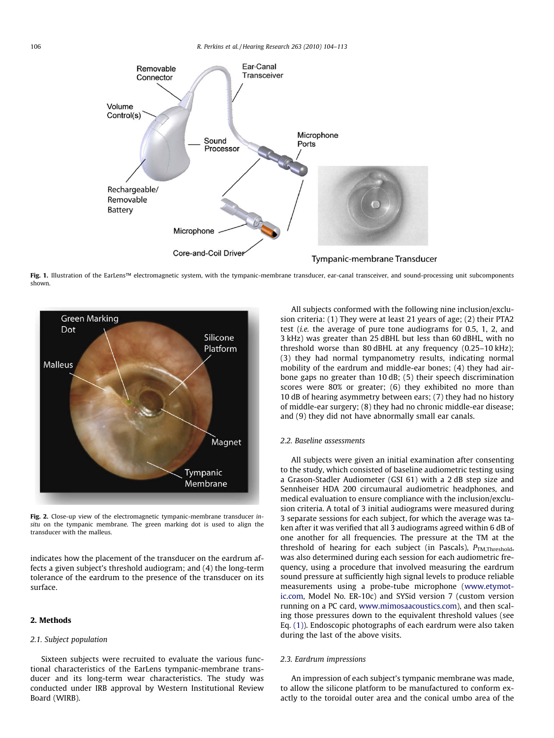**Fig. 1.** Illustration of the EarLens™ electromagnetic system, with the tympanic-membrane transducer, ear-canal transceiver, and sound-processing unit subcomponents shown.

**Fig. 2.** Close-up view of the electromagnetic tympanic-membrane transducer *in-situ* on the tympanic membrane. The green marking dot is used to align the transducer with the malleus.

indicates how the placement of the transducer on the eardrum affects a given subject's threshold audiogram; and (4) the long-term tolerance of the eardrum to the presence of the transducer on its surface.

## 2. Methods

### 2.1. Subject population

Sixteen subjects were recruited to evaluate the various functional characteristics of the EarLens tympanic-membrane transducer and its long-term wear characteristics. The study was conducted under IRB approval by Western Institutional Review Board (WIRB).

All subjects conformed with the following nine inclusion/exclusion criteria: (1) They were at least 21 years of age; (2) their PTA2 test (*i.e.* the average of pure tone audiograms for 0.5, 1, 2, and 3 kHz) was greater than 25 dBHL but less than 60 dBHL, with no threshold worse than 80 dBHL at any frequency (0.25–10 kHz); (3) they had normal tympanometry results, indicating normal mobility of the eardrum and middle-ear bones; (4) they had air-bone gaps no greater than 10 dB; (5) their speech discrimination scores were 80% or greater; (6) they exhibited no more than 10 dB of hearing asymmetry between ears; (7) they had no history of middle-ear surgery; (8) they had no chronic middle-ear disease; and (9) they did not have abnormally small ear canals.

### 2.2. Baseline assessments

All subjects were given an initial examination after consenting to the study, which consisted of baseline audiometric testing using a Grason-Stadler Audiometer (GSI 61) with a 2 dB step size and Sennheiser HDA 200 circumaural audiometric headphones, and medical evaluation to ensure compliance with the inclusion/exclusion criteria. A total of 3 initial audiograms were measured during 3 separate sessions for each subject, for which the average was taken after it was verified that all 3 audiograms agreed within 6 dB of one another for all frequencies. The pressure at the TM at the threshold of hearing for each subject (in Pascals), $P_{TM,Threshold}$, was also determined during each session for each audiometric frequency, using a procedure that involved measuring the eardrum sound pressure at sufficiently high signal levels to produce reliable measurements using a probe-tube microphone (www.etymotic.com, Model No. ER-10c) and SYSid version 7 (custom version running on a PC card, www.mimosaacoustics.com), and then scaling those pressures down to the equivalent threshold values (see Eq. (1)). Endoscopic photographs of each eardrum were also taken during the last of the above visits.

### 2.3. Eardrum impressions

An impression of each subject's tympanic membrane was made, to allow the silicone platform to be manufactured to conform exactly to the toroidal outer area and the conical umbo area of the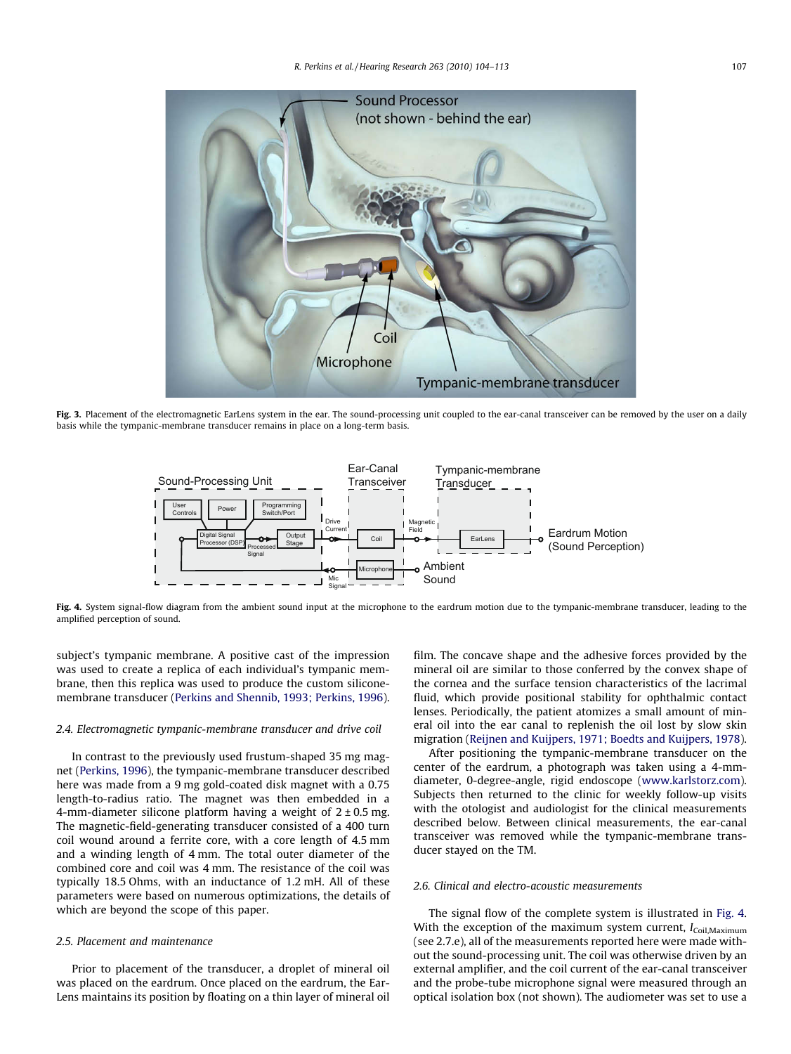Fig. 3. Placement of the electromagnetic EarLens system in the ear. The sound-processing unit coupled to the ear-canal transceiver can be removed by the user on a daily basis while the tympanic-membrane transducer remains in place on a long-term basis.

Fig. 4. System signal-flow diagram from the ambient sound input at the microphone to the eardrum motion due to the tympanic-membrane transducer, leading to the amplified perception of sound.

subject's tympanic membrane. A positive cast of the impression was used to create a replica of each individual's tympanic membrane, then this replica was used to produce the custom silicone-membrane transducer (Perkins and Shennib, 1993; Perkins, 1996).

### 2.4. Electromagnetic tympanic-membrane transducer and drive coil

In contrast to the previously used frustum-shaped 35 mg magnet (Perkins, 1996), the tympanic-membrane transducer described here was made from a 9 mg gold-coated disk magnet with a 0.75 length-to-radius ratio. The magnet was then embedded in a 4-mm-diameter silicone platform having a weight of $2 \pm 0.5$ mg. The magnetic-field-generating transducer consisted of a 400 turn coil wound around a ferrite core, with a core length of 4.5 mm and a winding length of 4 mm. The total outer diameter of the combined core and coil was 4 mm. The resistance of the coil was typically 18.5 Ohms, with an inductance of 1.2 mH. All of these parameters were based on numerous optimizations, the details of which are beyond the scope of this paper.

### 2.5. Placement and maintenance

Prior to placement of the transducer, a droplet of mineral oil was placed on the eardrum. Once placed on the eardrum, the EarLens maintains its position by floating on a thin layer of mineral oil film. The concave shape and the adhesive forces provided by the mineral oil are similar to those conferred by the convex shape of the cornea and the surface tension characteristics of the lacrimal fluid, which provide positional stability for ophthalmic contact lenses. Periodically, the patient atomizes a small amount of mineral oil into the ear canal to replenish the oil lost by slow skin migration (Reijnen and Kuijpers, 1971; Boedts and Kuijpers, 1978).

After positioning the tympanic-membrane transducer on the center of the eardrum, a photograph was taken using a 4-mm-diameter, 0-degree-angle, rigid endoscope (www.karlstorz.com). Subjects then returned to the clinic for weekly follow-up visits with the otologist and audiologist for the clinical measurements described below. Between clinical measurements, the ear-canal transceiver was removed while the tympanic-membrane transducer stayed on the TM.

### 2.6. Clinical and electro-acoustic measurements

The signal flow of the complete system is illustrated in Fig. 4. With the exception of the maximum system current, $I_{Coil,Maximum}$ (see 2.7.e), all of the measurements reported here were made without the sound-processing unit. The coil was otherwise driven by an external amplifier, and the coil current of the ear-canal transceiver and the probe-tube microphone signal were measured through an optical isolation box (not shown). The audiometer was set to use a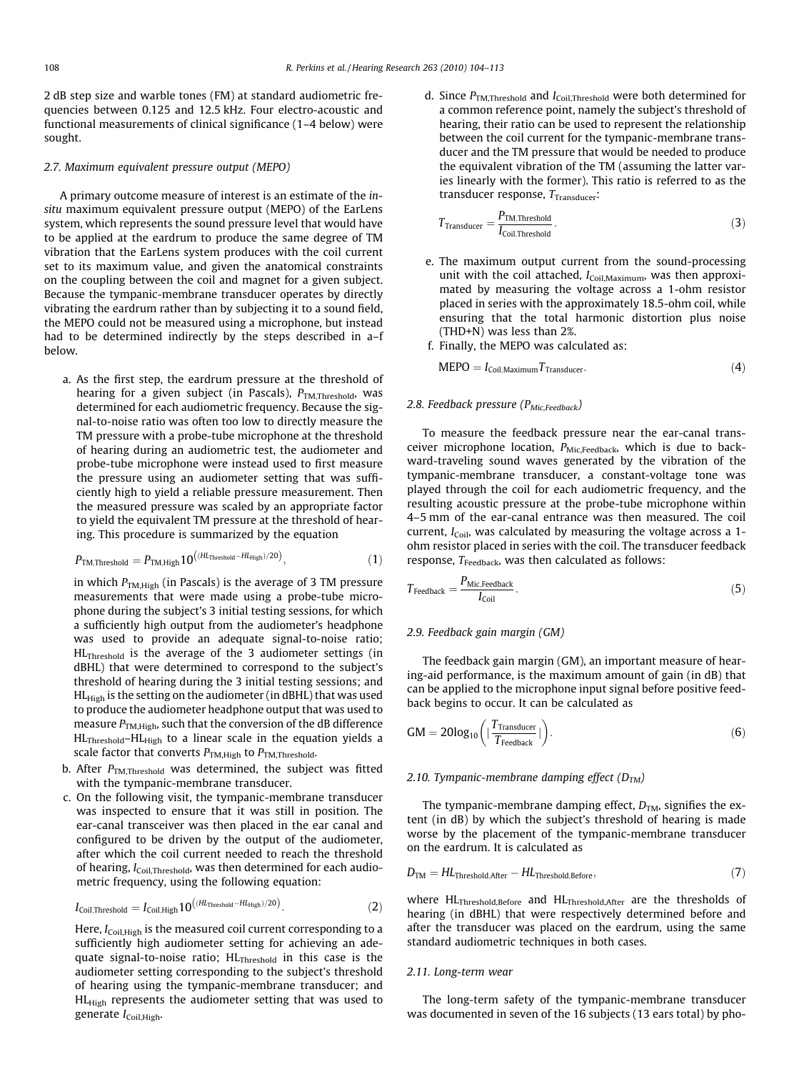2 dB step size and warble tones (FM) at standard audiometric frequencies between 0.125 and 12.5 kHz. Four electro-acoustic and functional measurements of clinical significance (1–4 below) were sought.

### 2.7. Maximum equivalent pressure output (MEPO)

A primary outcome measure of interest is an estimate of the *in-situ* maximum equivalent pressure output (MEPO) of the EarLens system, which represents the sound pressure level that would have to be applied at the eardrum to produce the same degree of TM vibration that the EarLens system produces with the coil current set to its maximum value, and given the anatomical constraints on the coupling between the coil and magnet for a given subject. Because the tympanic-membrane transducer operates by directly vibrating the eardrum rather than by subjecting it to a sound field, the MEPO could not be measured using a microphone, but instead had to be determined indirectly by the steps described in a–f below.

a. As the first step, the eardrum pressure at the threshold of hearing for a given subject (in Pascals), $P_{TM,Threshold}$, was determined for each audiometric frequency. Because the signal-to-noise ratio was often too low to directly measure the TM pressure with a probe-tube microphone at the threshold of hearing during an audiometric test, the audiometer and probe-tube microphone were instead used to first measure the pressure using an audiometer setting that was sufficiently high to yield a reliable pressure measurement. Then the measured pressure was scaled by an appropriate factor to yield the equivalent TM pressure at the threshold of hearing. This procedure is summarized by the equation

$$P_{TM,Threshold} = P_{TM,High} 10^{\left((HL_{Threshold} - HL_{High})/20\right)}, \qquad (1)$$

in which $P_{TM,High}$ (in Pascals) is the average of 3 TM pressure measurements that were made using a probe-tube microphone during the subject's 3 initial testing sessions, for which a sufficiently high output from the audiometer's headphone was used to provide an adequate signal-to-noise ratio; $HL_{Threshold}$ is the average of the 3 audiometer settings (in dBHL) that were determined to correspond to the subject's threshold of hearing during the 3 initial testing sessions; and $HL_{High}$ is the setting on the audiometer (in dBHL) that was used to produce the audiometer headphone output that was used to measure $P_{TM,High}$, such that the conversion of the dB difference $HL_{Threshold}$–$HL_{High}$ to a linear scale in the equation yields a scale factor that converts $P_{TM,High}$ to $P_{TM,Threshold}$.

b. After $P_{TM,Threshold}$ was determined, the subject was fitted with the tympanic-membrane transducer.

c. On the following visit, the tympanic-membrane transducer was inspected to ensure that it was still in position. The ear-canal transceiver was then placed in the ear canal and configured to be driven by the output of the audiometer, after which the coil current needed to reach the threshold of hearing, $I_{Coil,Threshold}$, was then determined for each audiometric frequency, using the following equation:

$$I_{Coil,Threshold} = I_{Coil,High} 10^{\left((HL_{Threshold} - HL_{High})/20\right)}. \qquad (2)$$

Here, $I_{Coil,High}$ is the measured coil current corresponding to a sufficiently high audiometer setting for achieving an adequate signal-to-noise ratio; $HL_{Threshold}$ in this case is the audiometer setting corresponding to the subject's threshold of hearing using the tympanic-membrane transducer; and $HL_{High}$ represents the audiometer setting that was used to generate $I_{Coil,High}$.

d. Since $P_{TM,Threshold}$ and $I_{Coil,Threshold}$ were both determined for a common reference point, namely the subject's threshold of hearing, their ratio can be used to represent the relationship between the coil current for the tympanic-membrane transducer and the TM pressure that would be needed to produce the equivalent vibration of the TM (assuming the latter varies linearly with the former). This ratio is referred to as the transducer response, $T_{Transducer}$:

$$T_{Transducer} = \frac{P_{TM,Threshold}}{I_{Coil,Threshold}}. \qquad (3)$$

e. The maximum output current from the sound-processing unit with the coil attached, $I_{Coil,Maximum}$, was then approximated by measuring the voltage across a 1-ohm resistor placed in series with the approximately 18.5-ohm coil, while ensuring that the total harmonic distortion plus noise (THD+N) was less than 2%.

f. Finally, the MEPO was calculated as:

$$\text{MEPO} = I_{Coil,Maximum} T_{Transducer}. \qquad (4)$$

### 2.8. Feedback pressure ($P_{Mic,Feedback}$)

To measure the feedback pressure near the ear-canal transceiver microphone location, $P_{Mic,Feedback}$, which is due to backward-traveling sound waves generated by the vibration of the tympanic-membrane transducer, a constant-voltage tone was played through the coil for each audiometric frequency, and the resulting acoustic pressure at the probe-tube microphone within 4–5 mm of the ear-canal entrance was then measured. The coil current, $I_{Coil}$, was calculated by measuring the voltage across a 1-ohm resistor placed in series with the coil. The transducer feedback response, $T_{Feedback}$, was then calculated as follows:

$$T_{Feedback} = \frac{P_{Mic,Feedback}}{I_{Coil}}. \qquad (5)$$

### 2.9. Feedback gain margin (GM)

The feedback gain margin (GM), an important measure of hearing-aid performance, is the maximum amount of gain (in dB) that can be applied to the microphone input signal before positive feedback begins to occur. It can be calculated as

$$\text{GM} = 20\log_{10}\left(\left|\frac{T_{Transducer}}{T_{Feedback}}\right|\right). \qquad (6)$$

### 2.10. Tympanic-membrane damping effect ($D_{TM}$)

The tympanic-membrane damping effect, $D_{TM}$, signifies the extent (in dB) by which the subject's threshold of hearing is made worse by the placement of the tympanic-membrane transducer on the eardrum. It is calculated as

$$D_{TM} = HL_{Threshold,After} - HL_{Threshold,Before}, \qquad (7)$$

where $HL_{Threshold,Before}$ and $HL_{Threshold,After}$ are the thresholds of hearing (in dBHL) that were respectively determined before and after the transducer was placed on the eardrum, using the same standard audiometric techniques in both cases.

### 2.11. Long-term wear

The long-term safety of the tympanic-membrane transducer was documented in seven of the 16 subjects (13 ears total) by pho-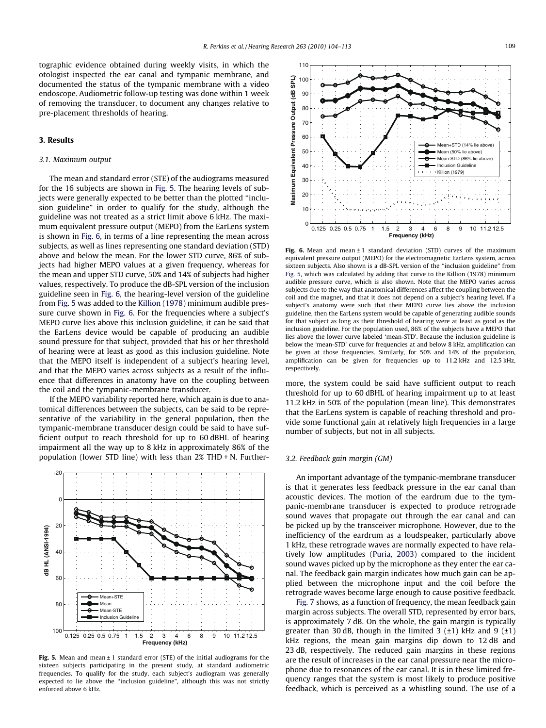tographic evidence obtained during weekly visits, in which the otologist inspected the ear canal and tympanic membrane, and documented the status of the tympanic membrane with a video endoscope. Audiometric follow-up testing was done within 1 week of removing the transducer, to document any changes relative to pre-placement thresholds of hearing.

## 3. Results

### 3.1. Maximum output

The mean and standard error (STE) of the audiograms measured for the 16 subjects are shown in Fig. 5. The hearing levels of subjects were generally expected to be better than the plotted "inclusion guideline" in order to qualify for the study, although the guideline was not treated as a strict limit above 6 kHz. The maximum equivalent pressure output (MEPO) from the EarLens system is shown in Fig. 6, in terms of a line representing the mean across subjects, as well as lines representing one standard deviation (STD) above and below the mean. For the lower STD curve, 86% of subjects had higher MEPO values at a given frequency, whereas for the mean and upper STD curve, 50% and 14% of subjects had higher values, respectively. To produce the dB-SPL version of the inclusion guideline seen in Fig. 6, the hearing-level version of the guideline from Fig. 5 was added to the Killion (1978) minimum audible pressure curve shown in Fig. 6. For the frequencies where a subject's MEPO curve lies above this inclusion guideline, it can be said that the EarLens device would be capable of producing an audible sound pressure for that subject, provided that his or her threshold of hearing were at least as good as this inclusion guideline. Note that the MEPO itself is independent of a subject's hearing level, and that the MEPO varies across subjects as a result of the influence that differences in anatomy have on the coupling between the coil and the tympanic-membrane transducer.

If the MEPO variability reported here, which again is due to anatomical differences between the subjects, can be said to be representative of the variability in the general population, then the tympanic-membrane transducer design could be said to have sufficient output to reach threshold for up to 60 dBHL of hearing impairment all the way up to 8 kHz in approximately 86% of the population (lower STD line) with less than 2% THD + N. Furthermore, the system could be said have sufficient output to reach threshold for up to 60 dBHL of hearing impairment up to at least 11.2 kHz in 50% of the population (mean line). This demonstrates that the EarLens system is capable of reaching threshold and provide some functional gain at relatively high frequencies in a large number of subjects, but not in all subjects.

**Fig. 5.** Mean and mean ± 1 standard error (STE) of the initial audiograms for the sixteen subjects participating in the present study, at standard audiometric frequencies. To qualify for the study, each subject's audiogram was generally expected to lie above the "inclusion guideline", although this was not strictly enforced above 6 kHz.

**Fig. 6.** Mean and mean ± 1 standard deviation (STD) curves of the maximum equivalent pressure output (MEPO) for the electromagnetic EarLens system, across sixteen subjects. Also shown is a dB-SPL version of the "inclusion guideline" from Fig. 5, which was calculated by adding that curve to the Killion (1978) minimum audible pressure curve, which is also shown. Note that the MEPO varies across subjects due to the way that anatomical differences affect the coupling between the coil and the magnet, and that it does not depend on a subject's hearing level. If a subject's anatomy were such that their MEPO curve lies above the inclusion guideline, then the EarLens system would be capable of generating audible sounds for that subject as long as their threshold of hearing were at least as good as the inclusion guideline. For the population used, 86% of the subjects have a MEPO that lies above the lower curve labeled 'mean-STD'. Because the inclusion guideline is below the 'mean-STD' curve for frequencies at and below 8 kHz, amplification can be given at those frequencies. Similarly, for 50% and 14% of the population, amplification can be given for frequencies up to 11.2 kHz and 12.5 kHz, respectively.

### 3.2. Feedback gain margin (GM)

An important advantage of the tympanic-membrane transducer is that it generates less feedback pressure in the ear canal than acoustic devices. The motion of the eardrum due to the tympanic-membrane transducer is expected to produce retrograde sound waves that propagate out through the ear canal and can be picked up by the transceiver microphone. However, due to the inefficiency of the eardrum as a loudspeaker, particularly above 1 kHz, these retrograde waves are normally expected to have relatively low amplitudes (Puria, 2003) compared to the incident sound waves picked up by the microphone as they enter the ear canal. The feedback gain margin indicates how much gain can be applied between the microphone input and the coil before the retrograde waves become large enough to cause positive feedback.

Fig. 7 shows, as a function of frequency, the mean feedback gain margin across subjects. The overall STD, represented by error bars, is approximately 7 dB. On the whole, the gain margin is typically greater than 30 dB, though in the limited 3 (±1) kHz and 9 (±1) kHz regions, the mean gain margins dip down to 12 dB and 23 dB, respectively. The reduced gain margins in these regions are the result of increases in the ear canal pressure near the microphone due to resonances of the ear canal. It is in these limited frequency ranges that the system is most likely to produce positive feedback, which is perceived as a whistling sound. The use of a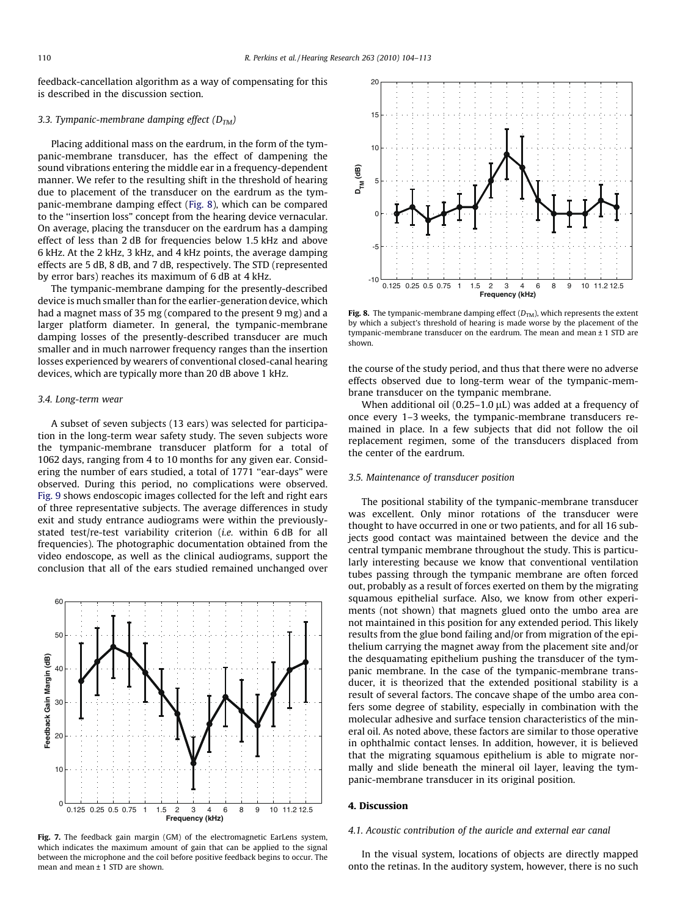feedback-cancellation algorithm as a way of compensating for this is described in the discussion section.

### 3.3. Tympanic-membrane damping effect ($D_{TM}$)

Placing additional mass on the eardrum, in the form of the tympanic-membrane transducer, has the effect of dampening the sound vibrations entering the middle ear in a frequency-dependent manner. We refer to the resulting shift in the threshold of hearing due to placement of the transducer on the eardrum as the tympanic-membrane damping effect (Fig. 8), which can be compared to the "insertion loss" concept from the hearing device vernacular. On average, placing the transducer on the eardrum has a damping effect of less than 2 dB for frequencies below 1.5 kHz and above 6 kHz. At the 2 kHz, 3 kHz, and 4 kHz points, the average damping effects are 5 dB, 8 dB, and 7 dB, respectively. The STD (represented by error bars) reaches its maximum of 6 dB at 4 kHz.

The tympanic-membrane damping for the presently-described device is much smaller than for the earlier-generation device, which had a magnet mass of 35 mg (compared to the present 9 mg) and a larger platform diameter. In general, the tympanic-membrane damping losses of the presently-described transducer are much smaller and in much narrower frequency ranges than the insertion losses experienced by wearers of conventional closed-canal hearing devices, which are typically more than 20 dB above 1 kHz.

**Fig. 8.** The tympanic-membrane damping effect ($D_{TM}$), which represents the extent by which a subject's threshold of hearing is made worse by the placement of the tympanic-membrane transducer on the eardrum. The mean and mean ± 1 STD are shown.

### 3.4. Long-term wear

A subset of seven subjects (13 ears) was selected for participation in the long-term wear safety study. The seven subjects wore the tympanic-membrane transducer platform for a total of 1062 days, ranging from 4 to 10 months for any given ear. Considering the number of ears studied, a total of 1771 "ear-days" were observed. During this period, no complications were observed. Fig. 9 shows endoscopic images collected for the left and right ears of three representative subjects. The average differences in study exit and study entrance audiograms were within the previously-stated test/re-test variability criterion (*i.e.* within 6 dB for all frequencies). The photographic documentation obtained from the video endoscope, as well as the clinical audiograms, support the conclusion that all of the ears studied remained unchanged over the course of the study period, and thus that there were no adverse effects observed due to long-term wear of the tympanic-membrane transducer on the tympanic membrane.

When additional oil (0.25–1.0 μL) was added at a frequency of once every 1–3 weeks, the tympanic-membrane transducers remained in place. In a few subjects that did not follow the oil replacement regimen, some of the transducers displaced from the center of the eardrum.

**Fig. 7.** The feedback gain margin (GM) of the electromagnetic EarLens system, which indicates the maximum amount of gain that can be applied to the signal between the microphone and the coil before positive feedback begins to occur. The mean and mean ± 1 STD are shown.

### 3.5. Maintenance of transducer position

The positional stability of the tympanic-membrane transducer was excellent. Only minor rotations of the transducer were thought to have occurred in one or two patients, and for all 16 subjects good contact was maintained between the device and the central tympanic membrane throughout the study. This is particularly interesting because we know that conventional ventilation tubes passing through the tympanic membrane are often forced out, probably as a result of forces exerted on them by the migrating squamous epithelial surface. Also, we know from other experiments (not shown) that magnets glued onto the umbo area are not maintained in this position for any extended period. This likely results from the glue bond failing and/or from migration of the epithelium carrying the magnet away from the placement site and/or the desquamating epithelium pushing the transducer of the tympanic membrane. In the case of the tympanic-membrane transducer, it is theorized that the extended positional stability is a result of several factors. The concave shape of the umbo area confers some degree of stability, especially in combination with the molecular adhesive and surface tension characteristics of the mineral oil. As noted above, these factors are similar to those operative in ophthalmic contact lenses. In addition, however, it is believed that the migrating squamous epithelium is able to migrate normally and slide beneath the mineral oil layer, leaving the tympanic-membrane transducer in its original position.

## 4. Discussion

### 4.1. Acoustic contribution of the auricle and external ear canal

In the visual system, locations of objects are directly mapped onto the retinas. In the auditory system, however, there is no such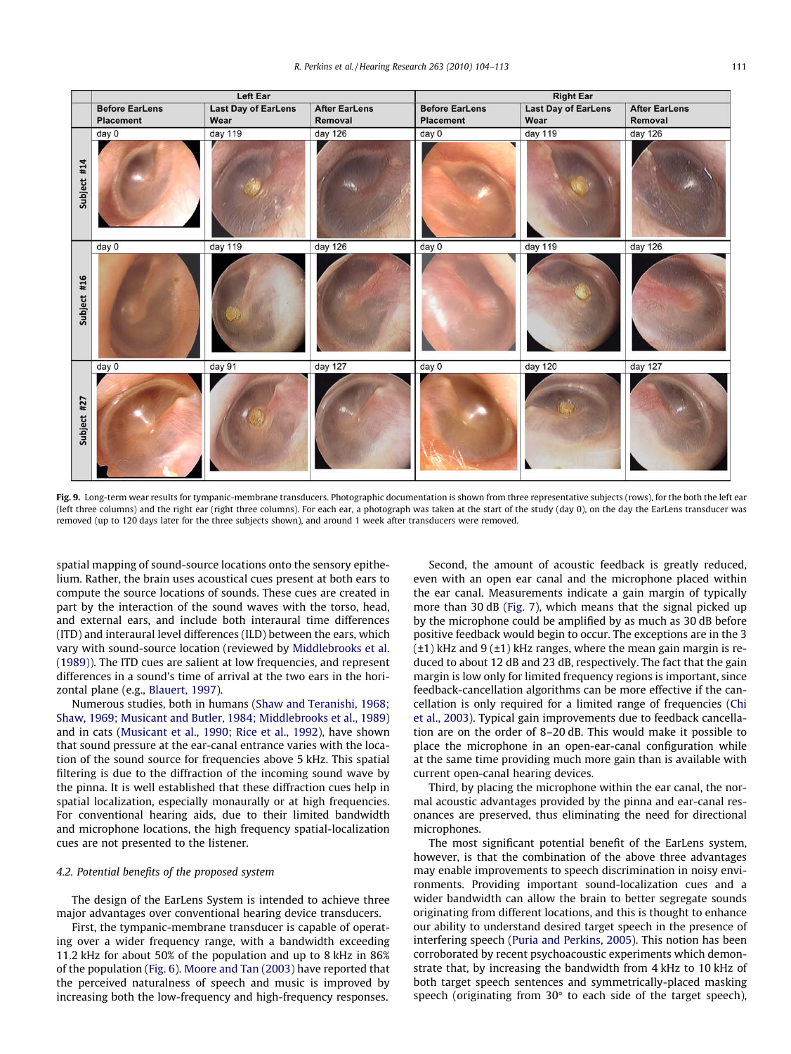**Fig. 9.** Long-term wear results for tympanic-membrane transducers. Photographic documentation is shown from three representative subjects (rows), for the both the left ear (left three columns) and the right ear (right three columns). For each ear, a photograph was taken at the start of the study (day 0), on the day the EarLens transducer was removed (up to 120 days later for the three subjects shown), and around 1 week after transducers were removed.

spatial mapping of sound-source locations onto the sensory epithelium. Rather, the brain uses acoustical cues present at both ears to compute the source locations of sounds. These cues are created in part by the interaction of the sound waves with the torso, head, and external ears, and include both interaural time differences (ITD) and interaural level differences (ILD) between the ears, which vary with sound-source location (reviewed by Middlebrooks et al. (1989)). The ITD cues are salient at low frequencies, and represent differences in a sound's time of arrival at the two ears in the horizontal plane (e.g., Blauert, 1997).

Numerous studies, both in humans (Shaw and Teranishi, 1968; Shaw, 1969; Musicant and Butler, 1984; Middlebrooks et al., 1989) and in cats (Musicant et al., 1990; Rice et al., 1992), have shown that sound pressure at the ear-canal entrance varies with the location of the sound source for frequencies above 5 kHz. This spatial filtering is due to the diffraction of the incoming sound wave by the pinna. It is well established that these diffraction cues help in spatial localization, especially monaurally or at high frequencies. For conventional hearing aids, due to their limited bandwidth and microphone locations, the high frequency spatial-localization cues are not presented to the listener.

### 4.2. Potential benefits of the proposed system

The design of the EarLens System is intended to achieve three major advantages over conventional hearing device transducers.

First, the tympanic-membrane transducer is capable of operating over a wider frequency range, with a bandwidth exceeding 11.2 kHz for about 50% of the population and up to 8 kHz in 86% of the population (Fig. 6). Moore and Tan (2003) have reported that the perceived naturalness of speech and music is improved by increasing both the low-frequency and high-frequency responses.

Second, the amount of acoustic feedback is greatly reduced, even with an open ear canal and the microphone placed within the ear canal. Measurements indicate a gain margin of typically more than 30 dB (Fig. 7), which means that the signal picked up by the microphone could be amplified by as much as 30 dB before positive feedback would begin to occur. The exceptions are in the 3 (±1) kHz and 9 (±1) kHz ranges, where the mean gain margin is reduced to about 12 dB and 23 dB, respectively. The fact that the gain margin is low only for limited frequency regions is important, since feedback-cancellation algorithms can be more effective if the cancellation is only required for a limited range of frequencies (Chi et al., 2003). Typical gain improvements due to feedback cancellation are on the order of 8–20 dB. This would make it possible to place the microphone in an open-ear-canal configuration while at the same time providing much more gain than is available with current open-canal hearing devices.

Third, by placing the microphone within the ear canal, the normal acoustic advantages provided by the pinna and ear-canal resonances are preserved, thus eliminating the need for directional microphones.

The most significant potential benefit of the EarLens system, however, is that the combination of the above three advantages may enable improvements to speech discrimination in noisy environments. Providing important sound-localization cues and a wider bandwidth can allow the brain to better segregate sounds originating from different locations, and this is thought to enhance our ability to understand desired target speech in the presence of interfering speech (Puria and Perkins, 2005). This notion has been corroborated by recent psychoacoustic experiments which demonstrate that, by increasing the bandwidth from 4 kHz to 10 kHz of both target speech sentences and symmetrically-placed masking speech (originating from 30° to each side of the target speech),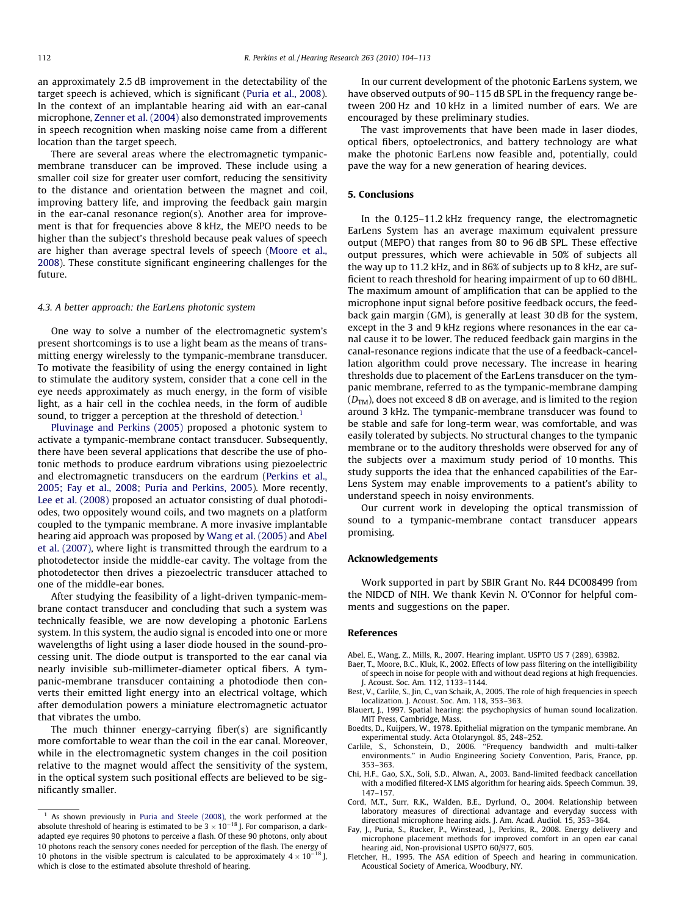an approximately 2.5 dB improvement in the detectability of the target speech is achieved, which is significant (Puria et al., 2008). In the context of an implantable hearing aid with an ear-canal microphone, Zenner et al. (2004) also demonstrated improvements in speech recognition when masking noise came from a different location than the target speech.

There are several areas where the electromagnetic tympanic-membrane transducer can be improved. These include using a smaller coil size for greater user comfort, reducing the sensitivity to the distance and orientation between the magnet and coil, improving battery life, and improving the feedback gain margin in the ear-canal resonance region(s). Another area for improvement is that for frequencies above 8 kHz, the MEPO needs to be higher than the subject's threshold because peak values of speech are higher than average spectral levels of speech (Moore et al., 2008). These constitute significant engineering challenges for the future.

### 4.3. A better approach: the EarLens photonic system

One way to solve a number of the electromagnetic system's present shortcomings is to use a light beam as the means of transmitting energy wirelessly to the tympanic-membrane transducer. To motivate the feasibility of using the energy contained in light to stimulate the auditory system, consider that a cone cell in the eye needs approximately as much energy, in the form of visible light, as a hair cell in the cochlea needs, in the form of audible sound, to trigger a perception at the threshold of detection.[1]

Pluvinage and Perkins (2005) proposed a photonic system to activate a tympanic-membrane contact transducer. Subsequently, there have been several applications that describe the use of photonic methods to produce eardrum vibrations using piezoelectric and electromagnetic transducers on the eardrum (Perkins et al., 2005; Fay et al., 2008; Puria and Perkins, 2005). More recently, Lee et al. (2008) proposed an actuator consisting of dual photodiodes, two oppositely wound coils, and two magnets on a platform coupled to the tympanic membrane. A more invasive implantable hearing aid approach was proposed by Wang et al. (2005) and Abel et al. (2007), where light is transmitted through the eardrum to a photodetector inside the middle-ear cavity. The voltage from the photodetector then drives a piezoelectric transducer attached to one of the middle-ear bones.

After studying the feasibility of a light-driven tympanic-membrane contact transducer and concluding that such a system was technically feasible, we are now developing a photonic EarLens system. In this system, the audio signal is encoded into one or more wavelengths of light using a laser diode housed in the sound-processing unit. The diode output is transported to the ear canal via nearly invisible sub-millimeter-diameter optical fibers. A tympanic-membrane transducer containing a photodiode then converts their emitted light energy into an electrical voltage, which after demodulation powers a miniature electromagnetic actuator that vibrates the umbo.

The much thinner energy-carrying fiber(s) are significantly more comfortable to wear than the coil in the ear canal. Moreover, while in the electromagnetic system changes in the coil position relative to the magnet would affect the sensitivity of the system, in the optical system such positional effects are believed to be significantly smaller.

In our current development of the photonic EarLens system, we have observed outputs of 90–115 dB SPL in the frequency range between 200 Hz and 10 kHz in a limited number of ears. We are encouraged by these preliminary studies.

The vast improvements that have been made in laser diodes, optical fibers, optoelectronics, and battery technology are what make the photonic EarLens now feasible and, potentially, could pave the way for a new generation of hearing devices.

## 5. Conclusions

In the 0.125–11.2 kHz frequency range, the electromagnetic EarLens System has an average maximum equivalent pressure output (MEPO) that ranges from 80 to 96 dB SPL. These effective output pressures, which were achievable in 50% of subjects all the way up to 11.2 kHz, and in 86% of subjects up to 8 kHz, are sufficient to reach threshold for hearing impairment of up to 60 dBHL. The maximum amount of amplification that can be applied to the microphone input signal before positive feedback occurs, the feedback gain margin (GM), is generally at least 30 dB for the system, except in the 3 and 9 kHz regions where resonances in the ear canal cause it to be lower. The reduced feedback gain margins in the canal-resonance regions indicate that the use of a feedback-cancellation algorithm could prove necessary. The increase in hearing thresholds due to placement of the EarLens transducer on the tympanic membrane, referred to as the tympanic-membrane damping ($D_{TM}$), does not exceed 8 dB on average, and is limited to the region around 3 kHz. The tympanic-membrane transducer was found to be stable and safe for long-term wear, was comfortable, and was easily tolerated by subjects. No structural changes to the tympanic membrane or to the auditory thresholds were observed for any of the subjects over a maximum study period of 10 months. This study supports the idea that the enhanced capabilities of the EarLens System may enable improvements to a patient's ability to understand speech in noisy environments.

Our current work in developing the optical transmission of sound to a tympanic-membrane contact transducer appears promising.

## Acknowledgements

Work supported in part by SBIR Grant No. R44 DC008499 from the NIDCD of NIH. We thank Kevin N. O'Connor for helpful comments and suggestions on the paper.

## References

Abel, E., Wang, Z., Mills, R., 2007. Hearing implant. USPTO US 7 (289), 639B2.

Baer, T., Moore, B.C., Kluk, K., 2002. Effects of low pass filtering on the intelligibility of speech in noise for people with and without dead regions at high frequencies. J. Acoust. Soc. Am. 112, 1133–1144.

Best, V., Carlile, S., Jin, C., van Schaik, A., 2005. The role of high frequencies in speech localization. J. Acoust. Soc. Am. 118, 353–363.

Blauert, J., 1997. Spatial hearing: the psychophysics of human sound localization. MIT Press, Cambridge, Mass.

Boedts, D., Kuijpers, W., 1978. Epithelial migration on the tympanic membrane. An experimental study. Acta Otolaryngol. 85, 248–252.

Carlile, S., Schonstein, D., 2006. "Frequency bandwidth and multi-talker environments." in Audio Engineering Society Convention, Paris, France, pp. 353–363.

Chi, H.F., Gao, S.X., Soli, S.D., Alwan, A., 2003. Band-limited feedback cancellation with a modified filtered-X LMS algorithm for hearing aids. Speech Commun. 39, 147–157.

Cord, M.T., Surr, R.K., Walden, B.E., Dyrlund, O., 2004. Relationship between laboratory measures of directional advantage and everyday success with directional microphone hearing aids. J. Am. Acad. Audiol. 15, 353–364.

Fay, J., Puria, S., Rucker, P., Winstead, J., Perkins, R., 2008. Energy delivery and microphone placement methods for improved comfort in an open ear canal hearing aid, Non-provisional USPTO 60/977, 605.

Fletcher, H., 1995. The ASA edition of Speech and hearing in communication. Acoustical Society of America, Woodbury, NY.

---

[1] As shown previously in Puria and Steele (2008), the work performed at the absolute threshold of hearing is estimated to be $3 \times 10^{-18}$ J. For comparison, a dark-adapted eye requires 90 photons to perceive a flash. Of these 90 photons, only about 10 photons reach the sensory cones needed for perception of the flash. The energy of 10 photons in the visible spectrum is calculated to be approximately $4 \times 10^{-18}$ J, which is close to the estimated absolute threshold of hearing.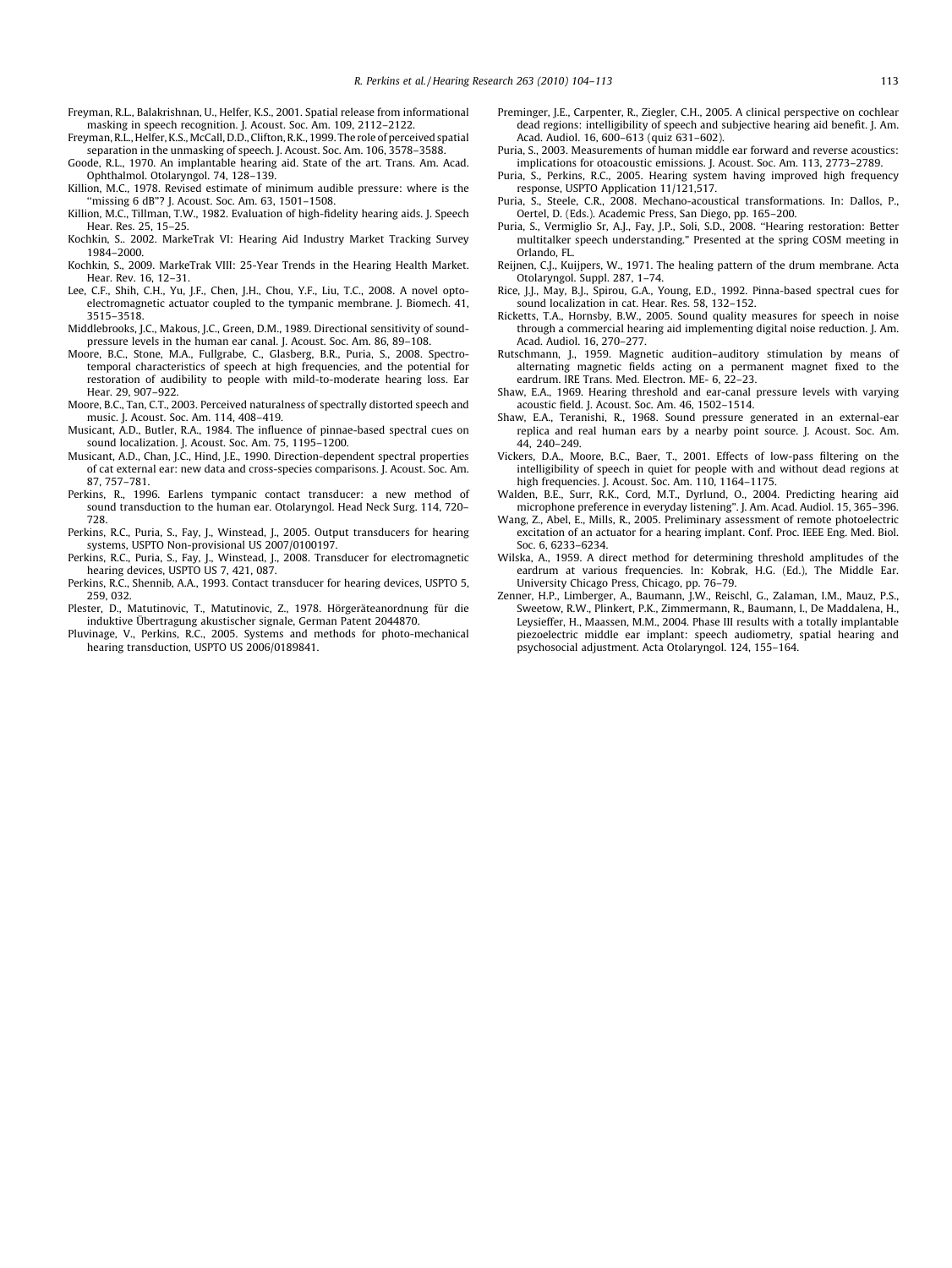Freyman, R.L., Balakrishnan, U., Helfer, K.S., 2001. Spatial release from informational masking in speech recognition. J. Acoust. Soc. Am. 109, 2112–2122.

Freyman, R.L., Helfer, K.S., McCall, D.D., Clifton, R.K., 1999. The role of perceived spatial separation in the unmasking of speech. J. Acoust. Soc. Am. 106, 3578–3588.

Goode, R.L., 1970. An implantable hearing aid. State of the art. Trans. Am. Acad. Ophthalmol. Otolaryngol. 74, 128–139.

Killion, M.C., 1978. Revised estimate of minimum audible pressure: where is the "missing 6 dB"? J. Acoust. Soc. Am. 63, 1501–1508.

Killion, M.C., Tillman, T.W., 1982. Evaluation of high-fidelity hearing aids. J. Speech Hear. Res. 25, 15–25.

Kochkin, S.. 2002. MarkeTrak VI: Hearing Aid Industry Market Tracking Survey 1984–2000.

Kochkin, S., 2009. MarkeTrak VIII: 25-Year Trends in the Hearing Health Market. Hear. Rev. 16, 12–31.

Lee, C.F., Shih, C.H., Yu, J.F., Chen, J.H., Chou, Y.F., Liu, T.C., 2008. A novel opto-electromagnetic actuator coupled to the tympanic membrane. J. Biomech. 41, 3515–3518.

Middlebrooks, J.C., Makous, J.C., Green, D.M., 1989. Directional sensitivity of sound-pressure levels in the human ear canal. J. Acoust. Soc. Am. 86, 89–108.

Moore, B.C., Stone, M.A., Fullgrabe, C., Glasberg, B.R., Puria, S., 2008. Spectro-temporal characteristics of speech at high frequencies, and the potential for restoration of audibility to people with mild-to-moderate hearing loss. Ear Hear. 29, 907–922.

Moore, B.C., Tan, C.T., 2003. Perceived naturalness of spectrally distorted speech and music. J. Acoust. Soc. Am. 114, 408–419.

Musicant, A.D., Butler, R.A., 1984. The influence of pinnae-based spectral cues on sound localization. J. Acoust. Soc. Am. 75, 1195–1200.

Musicant, A.D., Chan, J.C., Hind, J.E., 1990. Direction-dependent spectral properties of cat external ear: new data and cross-species comparisons. J. Acoust. Soc. Am. 87, 757–781.

Perkins, R., 1996. Earlens tympanic contact transducer: a new method of sound transduction to the human ear. Otolaryngol. Head Neck Surg. 114, 720–728.

Perkins, R.C., Puria, S., Fay, J., Winstead, J., 2005. Output transducers for hearing systems, USPTO Non-provisional US 2007/0100197.

Perkins, R.C., Puria, S., Fay, J., Winstead, J., 2008. Transducer for electromagnetic hearing devices, USPTO US 7, 421, 087.

Perkins, R.C., Shennib, A.A., 1993. Contact transducer for hearing devices, USPTO 5, 259, 032.

Plester, D., Matutinovic, T., Matutinovic, Z., 1978. Hörgeräteanordnung für die induktive Übertragung akustischer signale, German Patent 2044870.

Pluvinage, V., Perkins, R.C., 2005. Systems and methods for photo-mechanical hearing transduction, USPTO US 2006/0189841.

Preminger, J.E., Carpenter, R., Ziegler, C.H., 2005. A clinical perspective on cochlear dead regions: intelligibility of speech and subjective hearing aid benefit. J. Am. Acad. Audiol. 16, 600–613 (quiz 631–602).

Puria, S., 2003. Measurements of human middle ear forward and reverse acoustics: implications for otoacoustic emissions. J. Acoust. Soc. Am. 113, 2773–2789.

Puria, S., Perkins, R.C., 2005. Hearing system having improved high frequency response, USPTO Application 11/121,517.

Puria, S., Steele, C.R., 2008. Mechano-acoustical transformations. In: Dallos, P., Oertel, D. (Eds.). Academic Press, San Diego, pp. 165–200.

Puria, S., Vermiglio Sr, A.J., Fay, J.P., Soli, S.D., 2008. "Hearing restoration: Better multitalker speech understanding." Presented at the spring COSM meeting in Orlando, FL.

Reijnen, C.J., Kuijpers, W., 1971. The healing pattern of the drum membrane. Acta Otolaryngol. Suppl. 287, 1–74.

Rice, J.J., May, B.J., Spirou, G.A., Young, E.D., 1992. Pinna-based spectral cues for sound localization in cat. Hear. Res. 58, 132–152.

Ricketts, T.A., Hornsby, B.W., 2005. Sound quality measures for speech in noise through a commercial hearing aid implementing digital noise reduction. J. Am. Acad. Audiol. 16, 270–277.

Rutschmann, J., 1959. Magnetic audition–auditory stimulation by means of alternating magnetic fields acting on a permanent magnet fixed to the eardrum. IRE Trans. Med. Electron. ME- 6, 22–23.

Shaw, E.A., 1969. Hearing threshold and ear-canal pressure levels with varying acoustic field. J. Acoust. Soc. Am. 46, 1502–1514.

Shaw, E.A., Teranishi, R., 1968. Sound pressure generated in an external-ear replica and real human ears by a nearby point source. J. Acoust. Soc. Am. 44, 240–249.

Vickers, D.A., Moore, B.C., Baer, T., 2001. Effects of low-pass filtering on the intelligibility of speech in quiet for people with and without dead regions at high frequencies. J. Acoust. Soc. Am. 110, 1164–1175.

Walden, B.E., Surr, R.K., Cord, M.T., Dyrlund, O., 2004. Predicting hearing aid microphone preference in everyday listening". J. Am. Acad. Audiol. 15, 365–396.

Wang, Z., Abel, E., Mills, R., 2005. Preliminary assessment of remote photoelectric excitation of an actuator for a hearing implant. Conf. Proc. IEEE Eng. Med. Biol. Soc. 6, 6233–6234.

Wilska, A., 1959. A direct method for determining threshold amplitudes of the eardrum at various frequencies. In: Kobrak, H.G. (Ed.), The Middle Ear. University Chicago Press, Chicago, pp. 76–79.

Zenner, H.P., Limberger, A., Baumann, J.W., Reischl, G., Zalaman, I.M., Mauz, P.S., Sweetow, R.W., Plinkert, P.K., Zimmermann, R., Baumann, I., De Maddalena, H., Leysieffer, H., Maassen, M.M., 2004. Phase III results with a totally implantable piezoelectric middle ear implant: speech audiometry, spatial hearing and psychosocial adjustment. Acta Otolaryngol. 124, 155–164.